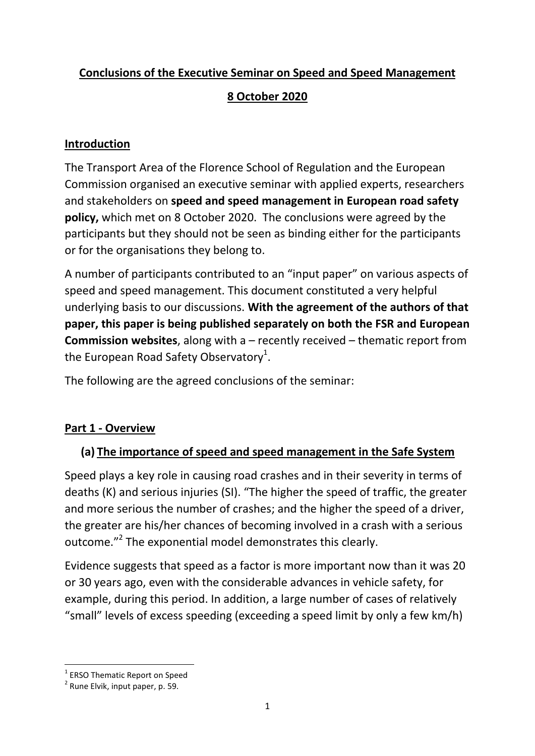# Conclusions of the Executive Seminar on Speed and Speed Management

## 8 October 2020

## Introduction

The Transport Area of the Florence School of Regulation and the European Commission organised an executive seminar with applied experts, researchers and stakeholders on **speed and speed management in European road safety policy,** which met on 8 October 2020. The conclusions were agreed by the participants but they should not be seen as binding either for the participants or for the organisations they belong to.

A number of participants contributed to an "input paper" on various aspects of speed and speed management. This document constituted a very helpful underlying basis to our discussions. **With the agreement of the authors of that paper, this paper is being published separately on both the FSR and European Commission websites**, along with a – recently received – thematic report from the European Road Safety Observatory[1].

The following are the agreed conclusions of the seminar:

## Part 1 - Overview

### (a) The importance of speed and speed management in the Safe System

Speed plays a key role in causing road crashes and in their severity in terms of deaths (K) and serious injuries (SI). "The higher the speed of traffic, the greater and more serious the number of crashes; and the higher the speed of a driver, the greater are his/her chances of becoming involved in a crash with a serious outcome."[2] The exponential model demonstrates this clearly.

Evidence suggests that speed as a factor is more important now than it was 20 or 30 years ago, even with the considerable advances in vehicle safety, for example, during this period. In addition, a large number of cases of relatively "small" levels of excess speeding (exceeding a speed limit by only a few km/h)

---

[1] ERSO Thematic Report on Speed

[2] Rune Elvik, input paper, p. 59.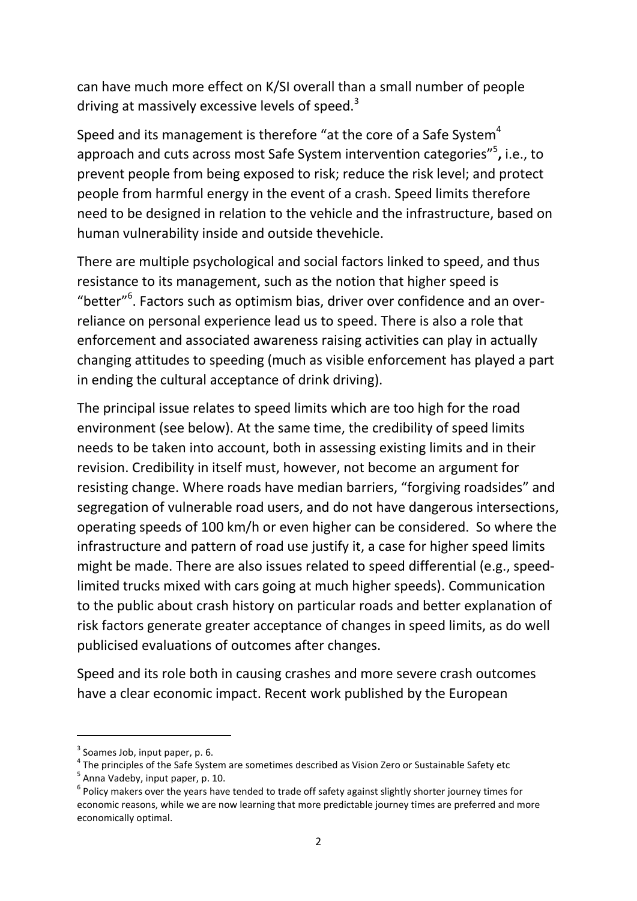can have much more effect on K/SI overall than a small number of people driving at massively excessive levels of speed.[3]

Speed and its management is therefore "at the core of a Safe System[4] approach and cuts across most Safe System intervention categories"[5]**,** i.e., to prevent people from being exposed to risk; reduce the risk level; and protect people from harmful energy in the event of a crash. Speed limits therefore need to be designed in relation to the vehicle and the infrastructure, based on human vulnerability inside and outside thevehicle.

There are multiple psychological and social factors linked to speed, and thus resistance to its management, such as the notion that higher speed is "better"[6]. Factors such as optimism bias, driver over confidence and an over-reliance on personal experience lead us to speed. There is also a role that enforcement and associated awareness raising activities can play in actually changing attitudes to speeding (much as visible enforcement has played a part in ending the cultural acceptance of drink driving).

The principal issue relates to speed limits which are too high for the road environment (see below). At the same time, the credibility of speed limits needs to be taken into account, both in assessing existing limits and in their revision. Credibility in itself must, however, not become an argument for resisting change. Where roads have median barriers, "forgiving roadsides" and segregation of vulnerable road users, and do not have dangerous intersections, operating speeds of 100 km/h or even higher can be considered. So where the infrastructure and pattern of road use justify it, a case for higher speed limits might be made. There are also issues related to speed differential (e.g., speed-limited trucks mixed with cars going at much higher speeds). Communication to the public about crash history on particular roads and better explanation of risk factors generate greater acceptance of changes in speed limits, as do well publicised evaluations of outcomes after changes.

Speed and its role both in causing crashes and more severe crash outcomes have a clear economic impact. Recent work published by the European

---

[3] Soames Job, input paper, p. 6.

[4] The principles of the Safe System are sometimes described as Vision Zero or Sustainable Safety etc

[5] Anna Vadeby, input paper, p. 10.

[6] Policy makers over the years have tended to trade off safety against slightly shorter journey times for economic reasons, while we are now learning that more predictable journey times are preferred and more economically optimal.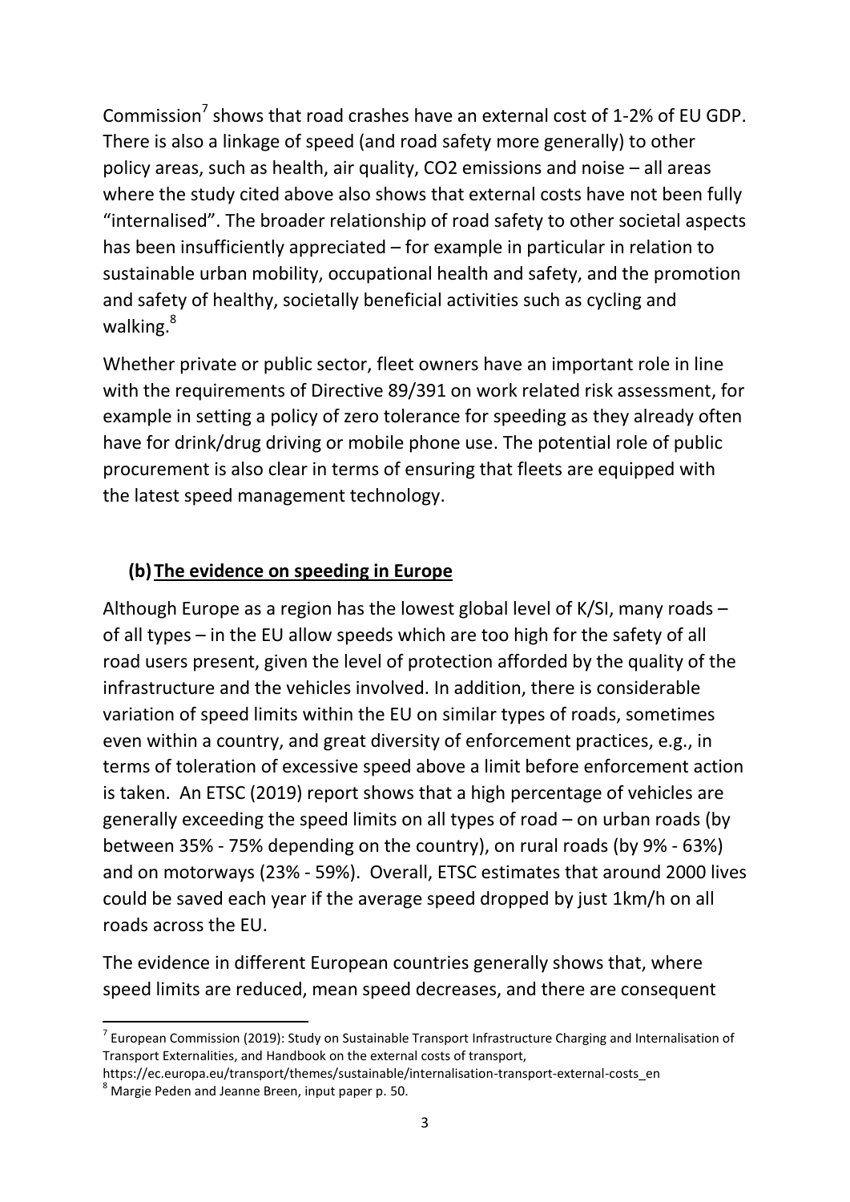Commission[7] shows that road crashes have an external cost of 1-2% of EU GDP. There is also a linkage of speed (and road safety more generally) to other policy areas, such as health, air quality, $CO_2$ emissions and noise – all areas where the study cited above also shows that external costs have not been fully "internalised". The broader relationship of road safety to other societal aspects has been insufficiently appreciated – for example in particular in relation to sustainable urban mobility, occupational health and safety, and the promotion and safety of healthy, societally beneficial activities such as cycling and walking.[8]

Whether private or public sector, fleet owners have an important role in line with the requirements of Directive 89/391 on work related risk assessment, for example in setting a policy of zero tolerance for speeding as they already often have for drink/drug driving or mobile phone use. The potential role of public procurement is also clear in terms of ensuring that fleets are equipped with the latest speed management technology.

## (b) The evidence on speeding in Europe

Although Europe as a region has the lowest global level of K/SI, many roads – of all types – in the EU allow speeds which are too high for the safety of all road users present, given the level of protection afforded by the quality of the infrastructure and the vehicles involved. In addition, there is considerable variation of speed limits within the EU on similar types of roads, sometimes even within a country, and great diversity of enforcement practices, e.g., in terms of toleration of excessive speed above a limit before enforcement action is taken. An ETSC (2019) report shows that a high percentage of vehicles are generally exceeding the speed limits on all types of road – on urban roads (by between 35% - 75% depending on the country), on rural roads (by 9% - 63%) and on motorways (23% - 59%). Overall, ETSC estimates that around 2000 lives could be saved each year if the average speed dropped by just 1km/h on all roads across the EU.

The evidence in different European countries generally shows that, where speed limits are reduced, mean speed decreases, and there are consequent

---

[7] European Commission (2019): Study on Sustainable Transport Infrastructure Charging and Internalisation of Transport Externalities, and Handbook on the external costs of transport, https://ec.europa.eu/transport/themes/sustainable/internalisation-transport-external-costs_en

[8] Margie Peden and Jeanne Breen, input paper p. 50.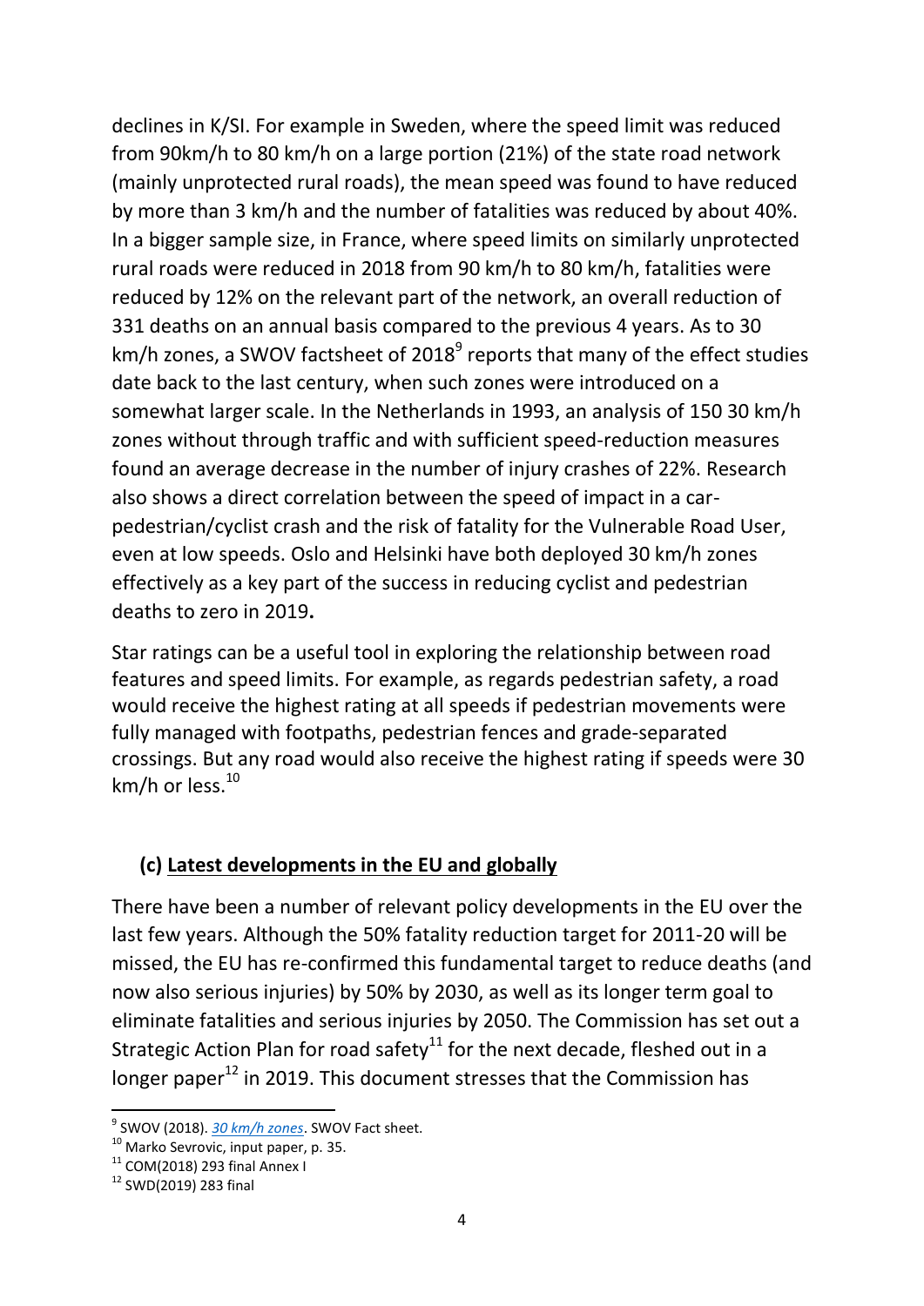declines in K/SI. For example in Sweden, where the speed limit was reduced from 90km/h to 80 km/h on a large portion (21%) of the state road network (mainly unprotected rural roads), the mean speed was found to have reduced by more than 3 km/h and the number of fatalities was reduced by about 40%. In a bigger sample size, in France, where speed limits on similarly unprotected rural roads were reduced in 2018 from 90 km/h to 80 km/h, fatalities were reduced by 12% on the relevant part of the network, an overall reduction of 331 deaths on an annual basis compared to the previous 4 years. As to 30 km/h zones, a SWOV factsheet of 2018[9] reports that many of the effect studies date back to the last century, when such zones were introduced on a somewhat larger scale. In the Netherlands in 1993, an analysis of 150 30 km/h zones without through traffic and with sufficient speed-reduction measures found an average decrease in the number of injury crashes of 22%. Research also shows a direct correlation between the speed of impact in a car-pedestrian/cyclist crash and the risk of fatality for the Vulnerable Road User, even at low speeds. Oslo and Helsinki have both deployed 30 km/h zones effectively as a key part of the success in reducing cyclist and pedestrian deaths to zero in 2019**.**

Star ratings can be a useful tool in exploring the relationship between road features and speed limits. For example, as regards pedestrian safety, a road would receive the highest rating at all speeds if pedestrian movements were fully managed with footpaths, pedestrian fences and grade-separated crossings. But any road would also receive the highest rating if speeds were 30 km/h or less.[10]

### (c) Latest developments in the EU and globally

There have been a number of relevant policy developments in the EU over the last few years. Although the 50% fatality reduction target for 2011-20 will be missed, the EU has re-confirmed this fundamental target to reduce deaths (and now also serious injuries) by 50% by 2030, as well as its longer term goal to eliminate fatalities and serious injuries by 2050. The Commission has set out a Strategic Action Plan for road safety[11] for the next decade, fleshed out in a longer paper[12] in 2019. This document stresses that the Commission has

---

[9] SWOV (2018). *30 km/h zones*. SWOV Fact sheet.

[10] Marko Sevrovic, input paper, p. 35.

[11] COM(2018) 293 final Annex I

[12] SWD(2019) 283 final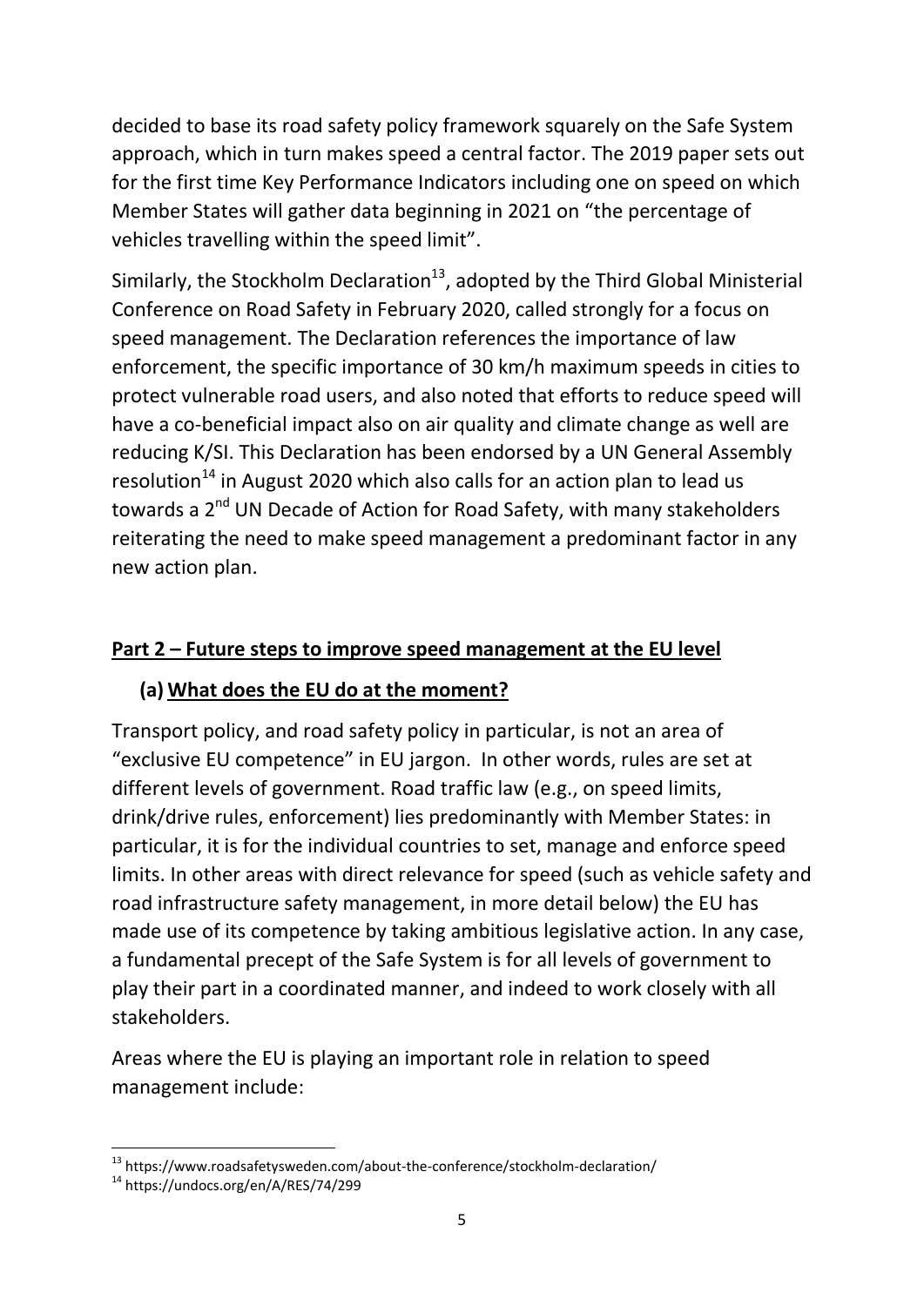decided to base its road safety policy framework squarely on the Safe System approach, which in turn makes speed a central factor. The 2019 paper sets out for the first time Key Performance Indicators including one on speed on which Member States will gather data beginning in 2021 on "the percentage of vehicles travelling within the speed limit".

Similarly, the Stockholm Declaration[13], adopted by the Third Global Ministerial Conference on Road Safety in February 2020, called strongly for a focus on speed management. The Declaration references the importance of law enforcement, the specific importance of 30 km/h maximum speeds in cities to protect vulnerable road users, and also noted that efforts to reduce speed will have a co-beneficial impact also on air quality and climate change as well are reducing K/SI. This Declaration has been endorsed by a UN General Assembly resolution[14] in August 2020 which also calls for an action plan to lead us towards a 2nd UN Decade of Action for Road Safety, with many stakeholders reiterating the need to make speed management a predominant factor in any new action plan.

## Part 2 – Future steps to improve speed management at the EU level

### (a) What does the EU do at the moment?

Transport policy, and road safety policy in particular, is not an area of "exclusive EU competence" in EU jargon. In other words, rules are set at different levels of government. Road traffic law (e.g., on speed limits, drink/drive rules, enforcement) lies predominantly with Member States: in particular, it is for the individual countries to set, manage and enforce speed limits. In other areas with direct relevance for speed (such as vehicle safety and road infrastructure safety management, in more detail below) the EU has made use of its competence by taking ambitious legislative action. In any case, a fundamental precept of the Safe System is for all levels of government to play their part in a coordinated manner, and indeed to work closely with all stakeholders.

Areas where the EU is playing an important role in relation to speed management include:

[13] https://www.roadsafetysweden.com/about-the-conference/stockholm-declaration/

[14] https://undocs.org/en/A/RES/74/299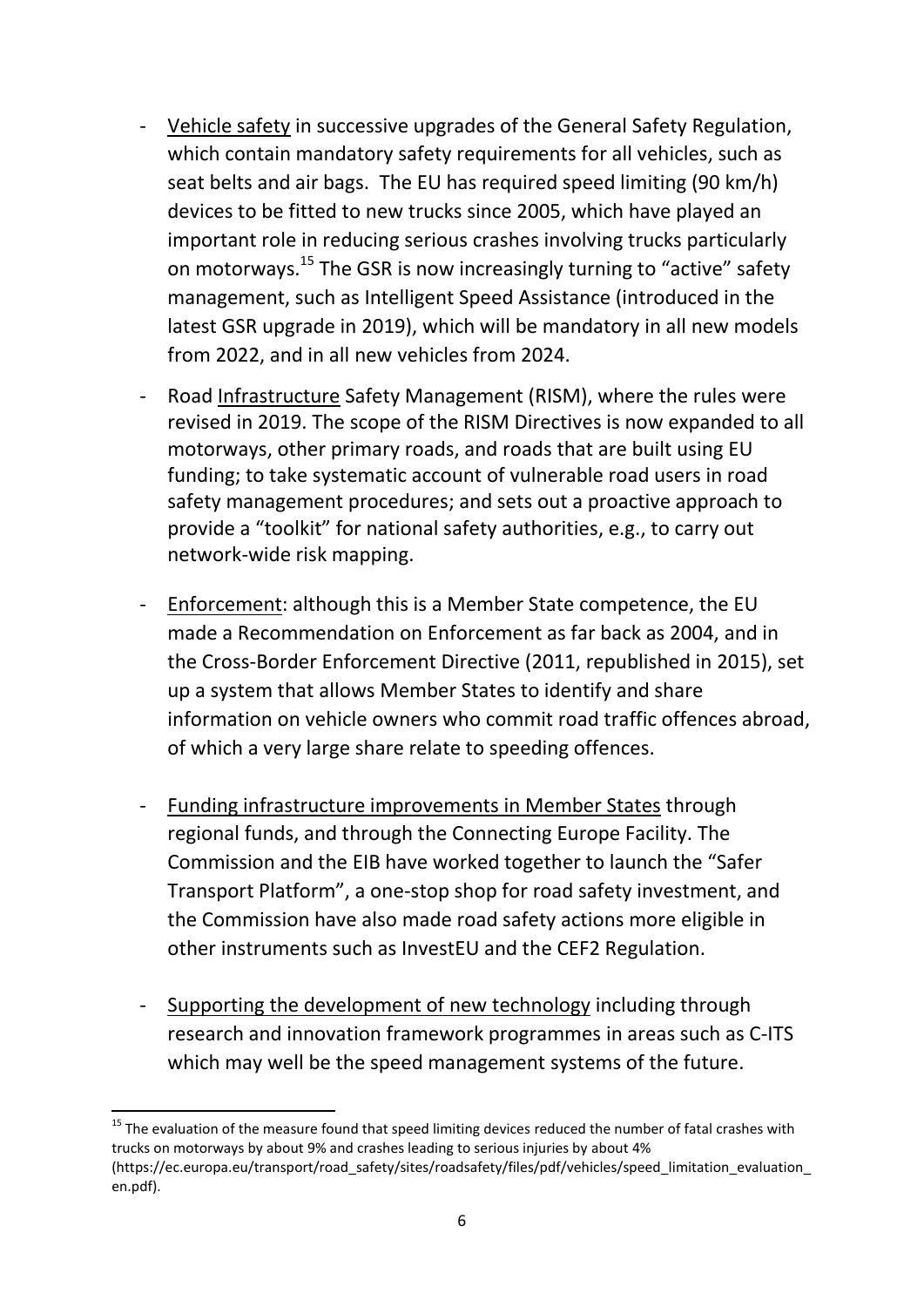- <u>Vehicle safety</u> in successive upgrades of the General Safety Regulation, which contain mandatory safety requirements for all vehicles, such as seat belts and air bags. The EU has required speed limiting (90 km/h) devices to be fitted to new trucks since 2005, which have played an important role in reducing serious crashes involving trucks particularly on motorways.[15] The GSR is now increasingly turning to "active" safety management, such as Intelligent Speed Assistance (introduced in the latest GSR upgrade in 2019), which will be mandatory in all new models from 2022, and in all new vehicles from 2024.

- Road <u>Infrastructure</u> Safety Management (RISM), where the rules were revised in 2019. The scope of the RISM Directives is now expanded to all motorways, other primary roads, and roads that are built using EU funding; to take systematic account of vulnerable road users in road safety management procedures; and sets out a proactive approach to provide a "toolkit" for national safety authorities, e.g., to carry out network-wide risk mapping.

- <u>Enforcement</u>: although this is a Member State competence, the EU made a Recommendation on Enforcement as far back as 2004, and in the Cross-Border Enforcement Directive (2011, republished in 2015), set up a system that allows Member States to identify and share information on vehicle owners who commit road traffic offences abroad, of which a very large share relate to speeding offences.

- <u>Funding infrastructure improvements in Member States</u> through regional funds, and through the Connecting Europe Facility. The Commission and the EIB have worked together to launch the "Safer Transport Platform", a one-stop shop for road safety investment, and the Commission have also made road safety actions more eligible in other instruments such as InvestEU and the CEF2 Regulation.

- <u>Supporting the development of new technology</u> including through research and innovation framework programmes in areas such as C-ITS which may well be the speed management systems of the future.

---

[15] The evaluation of the measure found that speed limiting devices reduced the number of fatal crashes with trucks on motorways by about 9% and crashes leading to serious injuries by about 4% (https://ec.europa.eu/transport/road_safety/sites/roadsafety/files/pdf/vehicles/speed_limitation_evaluation_en.pdf).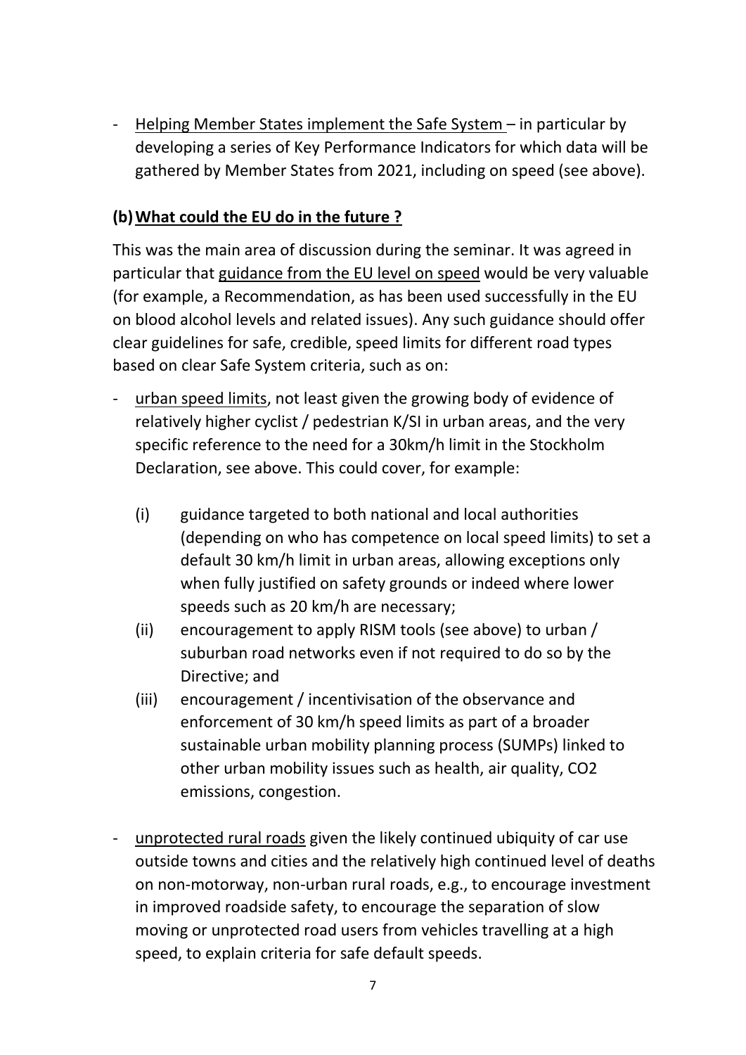- Helping Member States implement the Safe System – in particular by developing a series of Key Performance Indicators for which data will be gathered by Member States from 2021, including on speed (see above).

### (b) What could the EU do in the future ?

This was the main area of discussion during the seminar. It was agreed in particular that guidance from the EU level on speed would be very valuable (for example, a Recommendation, as has been used successfully in the EU on blood alcohol levels and related issues). Any such guidance should offer clear guidelines for safe, credible, speed limits for different road types based on clear Safe System criteria, such as on:

- urban speed limits, not least given the growing body of evidence of relatively higher cyclist / pedestrian K/SI in urban areas, and the very specific reference to the need for a 30km/h limit in the Stockholm Declaration, see above. This could cover, for example:

  (i) guidance targeted to both national and local authorities (depending on who has competence on local speed limits) to set a default 30 km/h limit in urban areas, allowing exceptions only when fully justified on safety grounds or indeed where lower speeds such as 20 km/h are necessary;

  (ii) encouragement to apply RISM tools (see above) to urban / suburban road networks even if not required to do so by the Directive; and

  (iii) encouragement / incentivisation of the observance and enforcement of 30 km/h speed limits as part of a broader sustainable urban mobility planning process (SUMPs) linked to other urban mobility issues such as health, air quality, $CO_2$ emissions, congestion.

- unprotected rural roads given the likely continued ubiquity of car use outside towns and cities and the relatively high continued level of deaths on non-motorway, non-urban rural roads, e.g., to encourage investment in improved roadside safety, to encourage the separation of slow moving or unprotected road users from vehicles travelling at a high speed, to explain criteria for safe default speeds.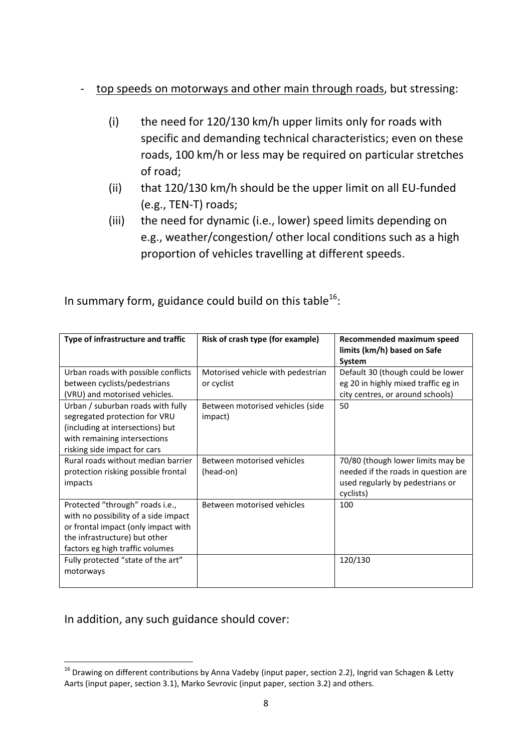- top speeds on motorways and other main through roads, but stressing:

    (i) the need for 120/130 km/h upper limits only for roads with specific and demanding technical characteristics; even on these roads, 100 km/h or less may be required on particular stretches of road;

    (ii) that 120/130 km/h should be the upper limit on all EU-funded (e.g., TEN-T) roads;

    (iii) the need for dynamic (i.e., lower) speed limits depending on e.g., weather/congestion/ other local conditions such as a high proportion of vehicles travelling at different speeds.

In summary form, guidance could build on this table[16]:

| Type of infrastructure and traffic | Risk of crash type (for example) | Recommended maximum speed limits (km/h) based on Safe System |
|---|---|---|
| Urban roads with possible conflicts between cyclists/pedestrians (VRU) and motorised vehicles. | Motorised vehicle with pedestrian or cyclist | Default 30 (though could be lower eg 20 in highly mixed traffic eg in city centres, or around schools) |
| Urban / suburban roads with fully segregated protection for VRU (including at intersections) but with remaining intersections risking side impact for cars | Between motorised vehicles (side impact) | 50 |
| Rural roads without median barrier protection risking possible frontal impacts | Between motorised vehicles (head-on) | 70/80 (though lower limits may be needed if the roads in question are used regularly by pedestrians or cyclists) |
| Protected "through" roads i.e., with no possibility of a side impact or frontal impact (only impact with the infrastructure) but other factors eg high traffic volumes | Between motorised vehicles | 100 |
| Fully protected "state of the art" motorways | | 120/130 |

In addition, any such guidance should cover:

[16] Drawing on different contributions by Anna Vadeby (input paper, section 2.2), Ingrid van Schagen & Letty Aarts (input paper, section 3.1), Marko Sevrovic (input paper, section 3.2) and others.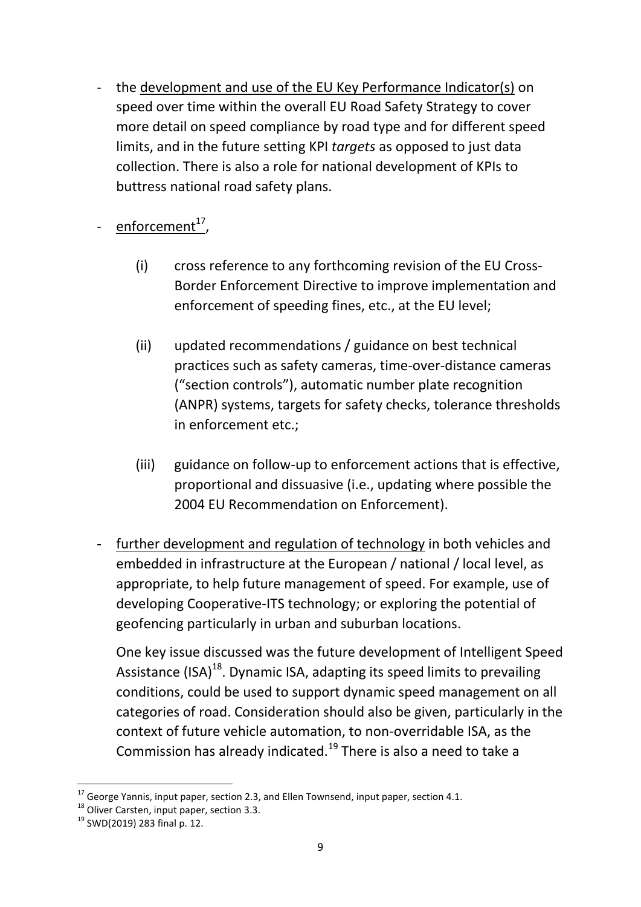- the development and use of the EU Key Performance Indicator(s) on speed over time within the overall EU Road Safety Strategy to cover more detail on speed compliance by road type and for different speed limits, and in the future setting KPI *targets* as opposed to just data collection. There is also a role for national development of KPIs to buttress national road safety plans.

- enforcement[17],

  (i) cross reference to any forthcoming revision of the EU Cross-Border Enforcement Directive to improve implementation and enforcement of speeding fines, etc., at the EU level;

  (ii) updated recommendations / guidance on best technical practices such as safety cameras, time-over-distance cameras ("section controls"), automatic number plate recognition (ANPR) systems, targets for safety checks, tolerance thresholds in enforcement etc.;

  (iii) guidance on follow-up to enforcement actions that is effective, proportional and dissuasive (i.e., updating where possible the 2004 EU Recommendation on Enforcement).

- further development and regulation of technology in both vehicles and embedded in infrastructure at the European / national / local level, as appropriate, to help future management of speed. For example, use of developing Cooperative-ITS technology; or exploring the potential of geofencing particularly in urban and suburban locations.

  One key issue discussed was the future development of Intelligent Speed Assistance (ISA)[18]. Dynamic ISA, adapting its speed limits to prevailing conditions, could be used to support dynamic speed management on all categories of road. Consideration should also be given, particularly in the context of future vehicle automation, to non-overridable ISA, as the Commission has already indicated.[19] There is also a need to take a

[17] George Yannis, input paper, section 2.3, and Ellen Townsend, input paper, section 4.1.

[18] Oliver Carsten, input paper, section 3.3.

[19] SWD(2019) 283 final p. 12.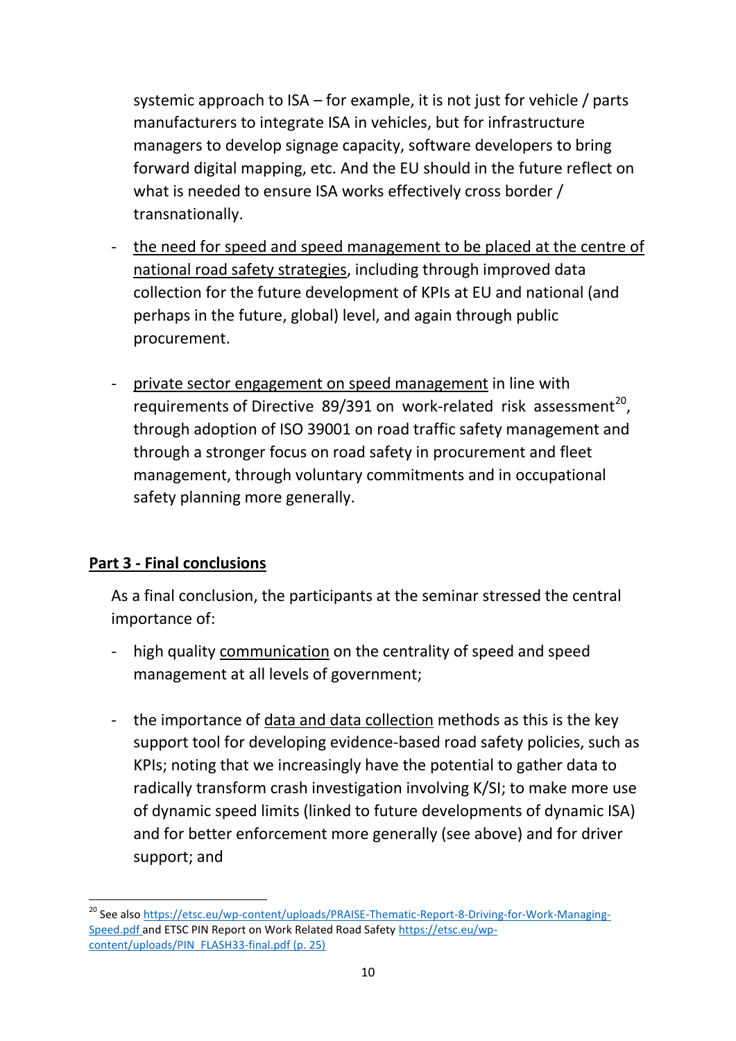systemic approach to ISA – for example, it is not just for vehicle / parts manufacturers to integrate ISA in vehicles, but for infrastructure managers to develop signage capacity, software developers to bring forward digital mapping, etc. And the EU should in the future reflect on what is needed to ensure ISA works effectively cross border / transnationally.

- <u>the need for speed and speed management to be placed at the centre of national road safety strategies</u>, including through improved data collection for the future development of KPIs at EU and national (and perhaps in the future, global) level, and again through public procurement.

- <u>private sector engagement on speed management</u> in line with requirements of Directive 89/391 on work-related risk assessment[20], through adoption of ISO 39001 on road traffic safety management and through a stronger focus on road safety in procurement and fleet management, through voluntary commitments and in occupational safety planning more generally.

## Part 3 - Final conclusions

As a final conclusion, the participants at the seminar stressed the central importance of:

- high quality <u>communication</u> on the centrality of speed and speed management at all levels of government;

- the importance of <u>data and data collection</u> methods as this is the key support tool for developing evidence-based road safety policies, such as KPIs; noting that we increasingly have the potential to gather data to radically transform crash investigation involving K/SI; to make more use of dynamic speed limits (linked to future developments of dynamic ISA) and for better enforcement more generally (see above) and for driver support; and

---

[20] See also https://etsc.eu/wp-content/uploads/PRAISE-Thematic-Report-8-Driving-for-Work-Managing-Speed.pdf and ETSC PIN Report on Work Related Road Safety https://etsc.eu/wp-content/uploads/PIN_FLASH33-final.pdf (p. 25)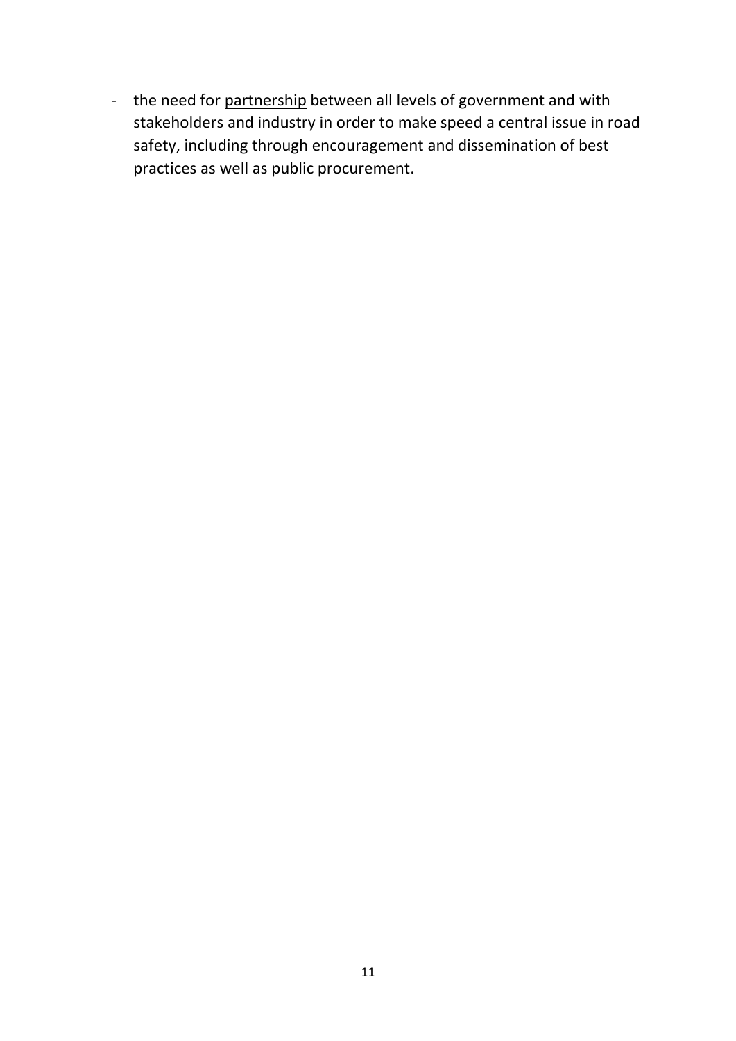- the need for <u>partnership</u> between all levels of government and with stakeholders and industry in order to make speed a central issue in road safety, including through encouragement and dissemination of best practices as well as public procurement.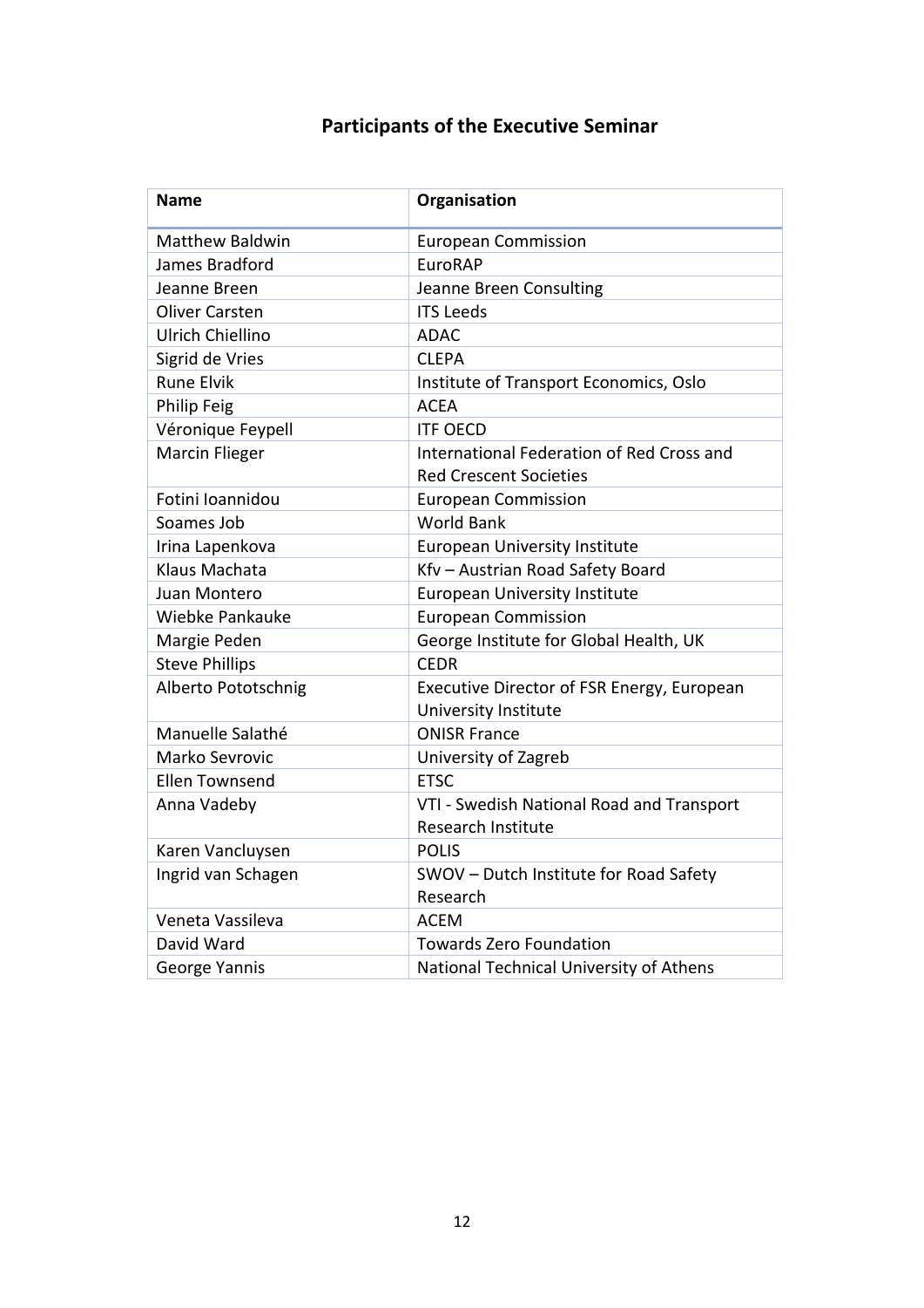## Participants of the Executive Seminar

| Name | Organisation |
|---|---|
| Matthew Baldwin | European Commission |
| James Bradford | EuroRAP |
| Jeanne Breen | Jeanne Breen Consulting |
| Oliver Carsten | ITS Leeds |
| Ulrich Chiellino | ADAC |
| Sigrid de Vries | CLEPA |
| Rune Elvik | Institute of Transport Economics, Oslo |
| Philip Feig | ACEA |
| Véronique Feypell | ITF OECD |
| Marcin Flieger | International Federation of Red Cross and Red Crescent Societies |
| Fotini Ioannidou | European Commission |
| Soames Job | World Bank |
| Irina Lapenkova | European University Institute |
| Klaus Machata | Kfv – Austrian Road Safety Board |
| Juan Montero | European University Institute |
| Wiebke Pankauke | European Commission |
| Margie Peden | George Institute for Global Health, UK |
| Steve Phillips | CEDR |
| Alberto Pototschnig | Executive Director of FSR Energy, European University Institute |
| Manuelle Salathé | ONISR France |
| Marko Sevrovic | University of Zagreb |
| Ellen Townsend | ETSC |
| Anna Vadeby | VTI - Swedish National Road and Transport Research Institute |
| Karen Vancluysen | POLIS |
| Ingrid van Schagen | SWOV – Dutch Institute for Road Safety Research |
| Veneta Vassileva | ACEM |
| David Ward | Towards Zero Foundation |
| George Yannis | National Technical University of Athens |